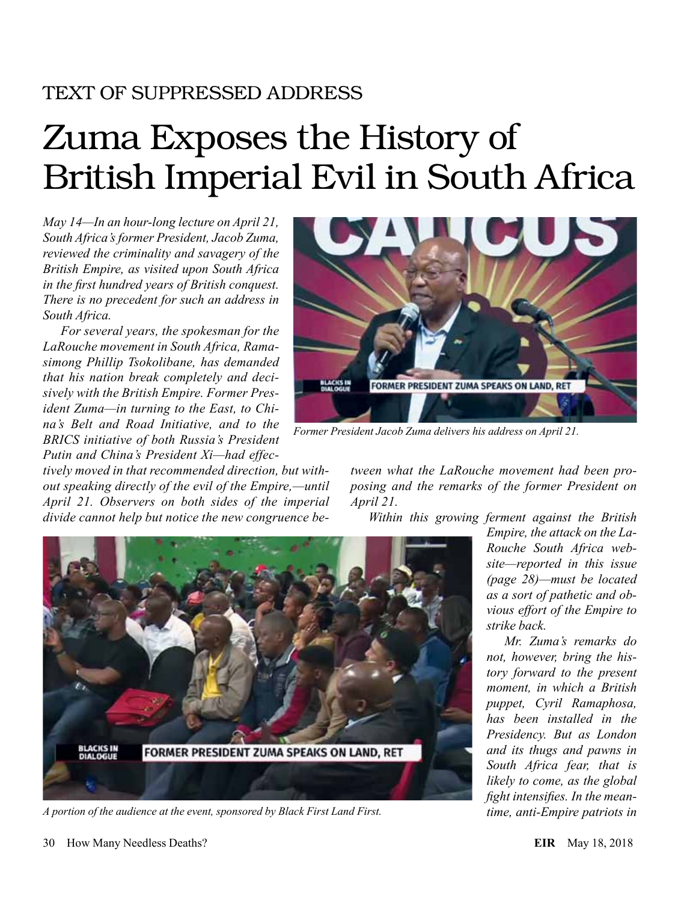TEXT OF SUPPRESSED ADDRESS

# Zuma Exposes the History of British Imperial Evil in South Africa

*May 14—In an hour-long lecture on April 21, South Africa's former President, Jacob Zuma, reviewed the criminality and savagery of the British Empire, as visited upon South Africa in the first hundred years of British conquest. There is no precedent for such an address in South Africa.*

*For several years, the spokesman for the LaRouche movement in South Africa, Ramasimong Phillip Tsokolibane, has demanded that his nation break completely and decisively with the British Empire. Former President Zuma—in turning to the East, to China's Belt and Road Initiative, and to the BRICS initiative of both Russia's President Putin and China's President Xi—had effectively moved in that recommended direction, but without speaking directly of the evil of the Empire,—until April 21. Observers on both sides of the imperial divide cannot help but notice the new congruence between what the LaRouche movement had been proposing and the remarks of the former President on April 21.*

*Former President Jacob Zuma delivers his address on April 21.*

*Within this growing ferment against the British Empire, the attack on the LaRouche South Africa website—reported in this issue (page 28)—must be located as a sort of pathetic and obvious effort of the Empire to strike back.*

*Mr. Zuma's remarks do not, however, bring the history forward to the present moment, in which a British puppet, Cyril Ramaphosa, has been installed in the Presidency. But as London and its thugs and pawns in South Africa fear, that is likely to come, as the global fight intensifies. In the meantime, anti-Empire patriots in*

*A portion of the audience at the event, sponsored by Black First Land First.*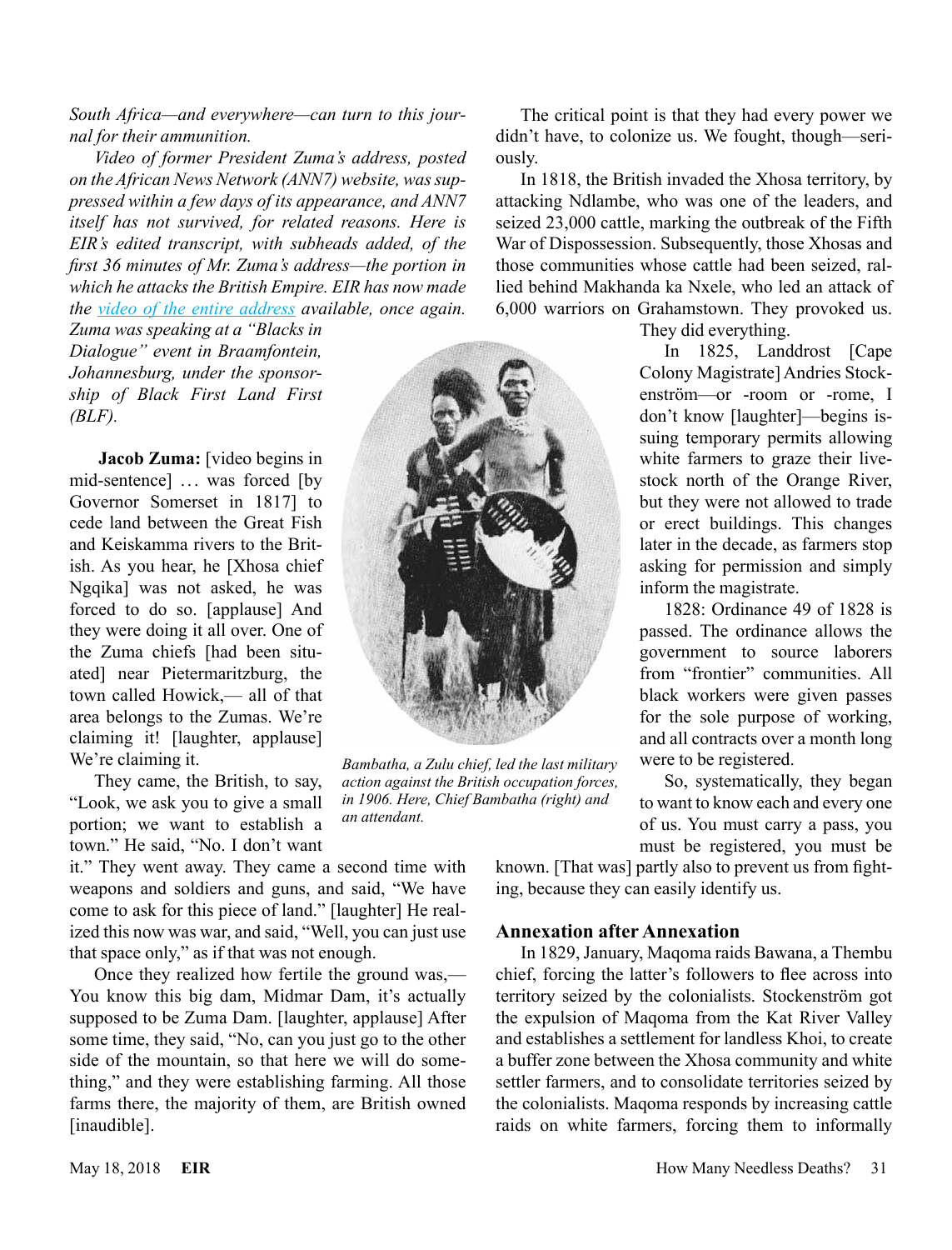*South Africa—and everywhere—can turn to this journal for their ammunition.*

*Video of former President Zuma's address, posted on the African News Network (ANN7) website, was suppressed within a few days of its appearance, and ANN7 itself has not survived, for related reasons. Here is EIR's edited transcript, with subheads added, of the first 36 minutes of Mr. Zuma's address—the portion in which he attacks the British Empire. EIR has now made the video of the entire address available, once again. Zuma was speaking at a "Blacks in Dialogue" event in Braamfontein, Johannesburg, under the sponsorship of Black First Land First (BLF).*

**Jacob Zuma:** [video begins in mid-sentence] … was forced [by Governor Somerset in 1817] to cede land between the Great Fish and Keiskamma rivers to the British. As you hear, he [Xhosa chief Ngqika] was not asked, he was forced to do so. [applause] And they were doing it all over. One of the Zuma chiefs [had been situated] near Pietermaritzburg, the town called Howick,— all of that area belongs to the Zumas. We're claiming it! [laughter, applause] We're claiming it.

They came, the British, to say, "Look, we ask you to give a small portion; we want to establish a town." He said, "No. I don't want it." They went away. They came a second time with weapons and soldiers and guns, and said, "We have come to ask for this piece of land." [laughter] He realized this now was war, and said, "Well, you can just use that space only," as if that was not enough.

Once they realized how fertile the ground was,— You know this big dam, Midmar Dam, it's actually supposed to be Zuma Dam. [laughter, applause] After some time, they said, "No, can you just go to the other side of the mountain, so that here we will do something," and they were establishing farming. All those farms there, the majority of them, are British owned [inaudible].

*Bambatha, a Zulu chief, led the last military action against the British occupation forces, in 1906. Here, Chief Bambatha (right) and an attendant.*

The critical point is that they had every power we didn't have, to colonize us. We fought, though—seriously.

In 1818, the British invaded the Xhosa territory, by attacking Ndlambe, who was one of the leaders, and seized 23,000 cattle, marking the outbreak of the Fifth War of Dispossession. Subsequently, those Xhosas and those communities whose cattle had been seized, rallied behind Makhanda ka Nxele, who led an attack of 6,000 warriors on Grahamstown. They provoked us. They did everything.

In 1825, Landdrost [Cape Colony Magistrate] Andries Stockenström—or -room or -rome, I don't know [laughter]—begins issuing temporary permits allowing white farmers to graze their livestock north of the Orange River, but they were not allowed to trade or erect buildings. This changes later in the decade, as farmers stop asking for permission and simply inform the magistrate.

1828: Ordinance 49 of 1828 is passed. The ordinance allows the government to source laborers from "frontier" communities. All black workers were given passes for the sole purpose of working, and all contracts over a month long were to be registered.

So, systematically, they began to want to know each and every one of us. You must carry a pass, you must be registered, you must be known. [That was] partly also to prevent us from fighting, because they can easily identify us.

## Annexation after Annexation

In 1829, January, Maqoma raids Bawana, a Thembu chief, forcing the latter's followers to flee across into territory seized by the colonialists. Stockenström got the expulsion of Maqoma from the Kat River Valley and establishes a settlement for landless Khoi, to create a buffer zone between the Xhosa community and white settler farmers, and to consolidate territories seized by the colonialists. Maqoma responds by increasing cattle raids on white farmers, forcing them to informally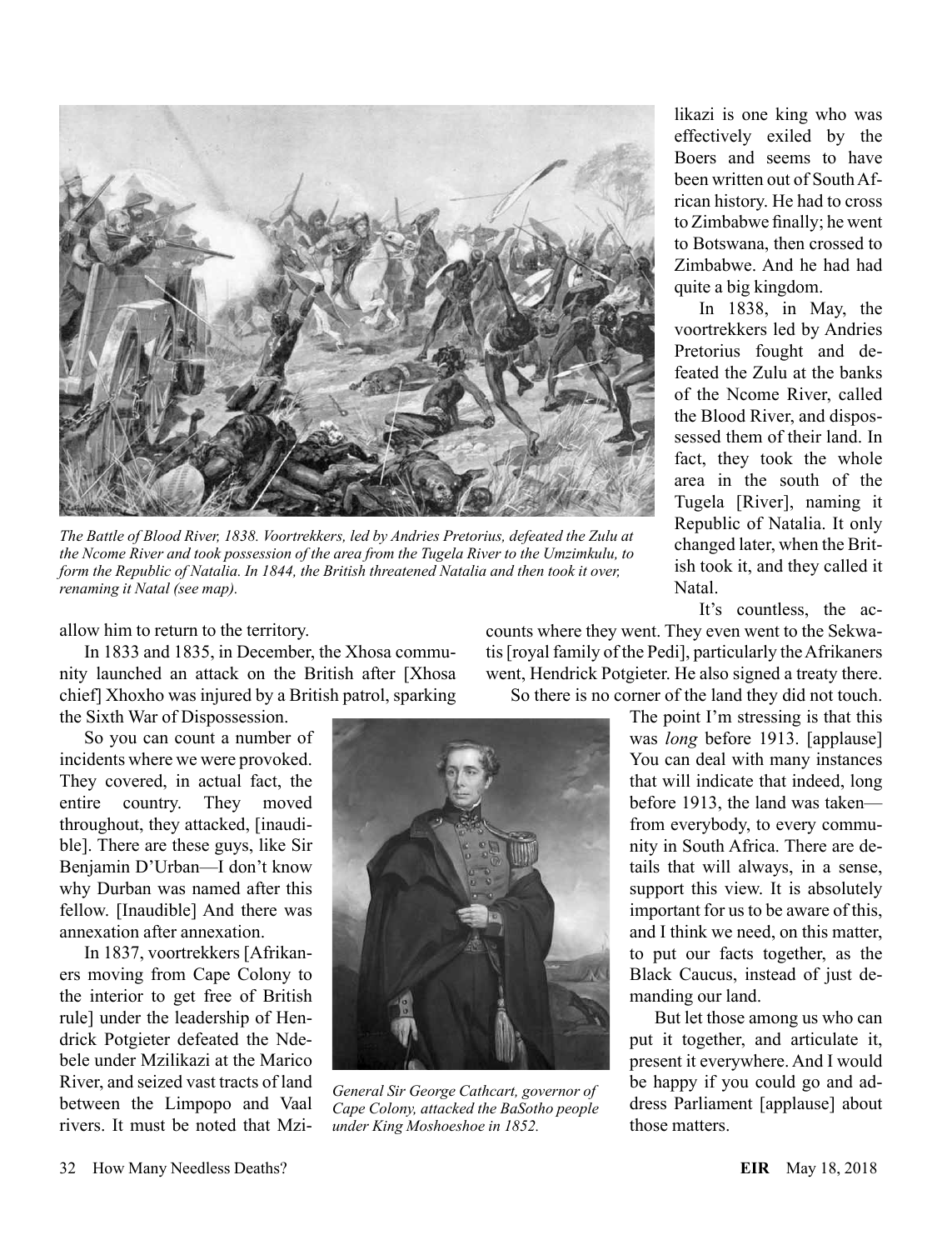allow him to return to the territory.

In 1833 and 1835, in December, the Xhosa community launched an attack on the British after [Xhosa chief] Xhoxho was injured by a British patrol, sparking the Sixth War of Dispossession.

So you can count a number of incidents where we were provoked. They covered, in actual fact, the entire country. They moved throughout, they attacked, [inaudible]. There are these guys, like Sir Benjamin D'Urban—I don't know why Durban was named after this fellow. [Inaudible] And there was annexation after annexation.

In 1837, voortrekkers [Afrikaners moving from Cape Colony to the interior to get free of British rule] under the leadership of Hendrick Potgieter defeated the Ndebele under Mzilikazi at the Marico River, and seized vast tracts of land between the Limpopo and Vaal rivers. It must be noted that Mzilikazi is one king who was effectively exiled by the Boers and seems to have been written out of South African history. He had to cross to Zimbabwe finally; he went to Botswana, then crossed to Zimbabwe. And he had had quite a big kingdom.

*The Battle of Blood River, 1838. Voortrekkers, led by Andries Pretorius, defeated the Zulu at the Ncome River and took possession of the area from the Tugela River to the Umzimkulu, to form the Republic of Natalia. In 1844, the British threatened Natalia and then took it over, renaming it Natal (see map).*

In 1838, in May, the voortrekkers led by Andries Pretorius fought and defeated the Zulu at the banks of the Ncome River, called the Blood River, and dispossessed them of their land. In fact, they took the whole area in the south of the Tugela [River], naming it Republic of Natalia. It only changed later, when the British took it, and they called it Natal.

It's countless, the accounts where they went. They even went to the Sekwatis [royal family of the Pedi], particularly the Afrikaners went, Hendrick Potgieter. He also signed a treaty there.

So there is no corner of the land they did not touch. The point I'm stressing is that this was *long* before 1913. [applause] You can deal with many instances that will indicate that indeed, long before 1913, the land was taken—from everybody, to every community in South Africa. There are details that will always, in a sense, support this view. It is absolutely important for us to be aware of this, and I think we need, on this matter, to put our facts together, as the Black Caucus, instead of just demanding our land.

But let those among us who can put it together, and articulate it, present it everywhere. And I would be happy if you could go and address Parliament [applause] about those matters.

*General Sir George Cathcart, governor of Cape Colony, attacked the BaSotho people under King Moshoeshoe in 1852.*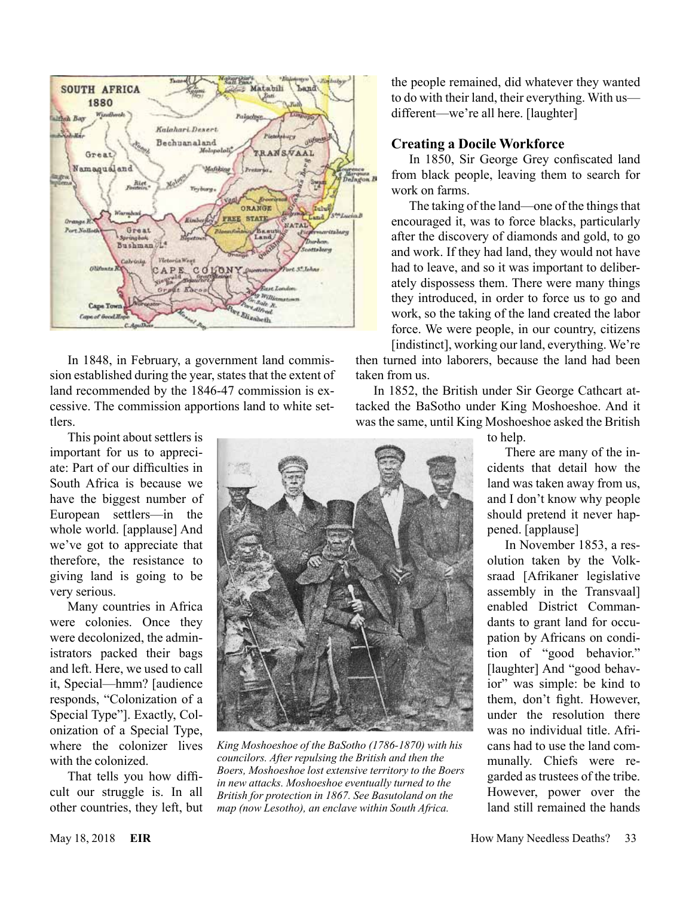In 1848, in February, a government land commission established during the year, states that the extent of land recommended by the 1846-47 commission is excessive. The commission apportions land to white settlers.

This point about settlers is important for us to appreciate: Part of our difficulties in South Africa is because we have the biggest number of European settlers—in the whole world. [applause] And we've got to appreciate that therefore, the resistance to giving land is going to be very serious.

Many countries in Africa were colonies. Once they were decolonized, the administrators packed their bags and left. Here, we used to call it, Special—hmm? [audience responds, "Colonization of a Special Type"]. Exactly, Colonization of a Special Type, where the colonizer lives with the colonized.

That tells you how difficult our struggle is. In all other countries, they left, but the people remained, did whatever they wanted to do with their land, their everything. With us—different—we're all here. [laughter]

### Creating a Docile Workforce

In 1850, Sir George Grey confiscated land from black people, leaving them to search for work on farms.

The taking of the land—one of the things that encouraged it, was to force blacks, particularly after the discovery of diamonds and gold, to go and work. If they had land, they would not have had to leave, and so it was important to deliberately dispossess them. There were many things they introduced, in order to force us to go and work, so the taking of the land created the labor force. We were people, in our country, citizens [indistinct], working our land, everything. We're then turned into laborers, because the land had been taken from us.

In 1852, the British under Sir George Cathcart attacked the BaSotho under King Moshoeshoe. And it was the same, until King Moshoeshoe asked the British to help.

*King Moshoeshoe of the BaSotho (1786-1870) with his councilors. After repulsing the British and then the Boers, Moshoeshoe lost extensive territory to the Boers in new attacks. Moshoeshoe eventually turned to the British for protection in 1867. See Basutoland on the map (now Lesotho), an enclave within South Africa.*

There are many of the incidents that detail how the land was taken away from us, and I don't know why people should pretend it never happened. [applause]

In November 1853, a resolution taken by the Volksraad [Afrikaner legislative assembly in the Transvaal] enabled District Commandants to grant land for occupation by Africans on condition of "good behavior." [laughter] And "good behavior" was simple: be kind to them, don't fight. However, under the resolution there was no individual title. Africans had to use the land communally. Chiefs were regarded as trustees of the tribe. However, power over the land still remained the hands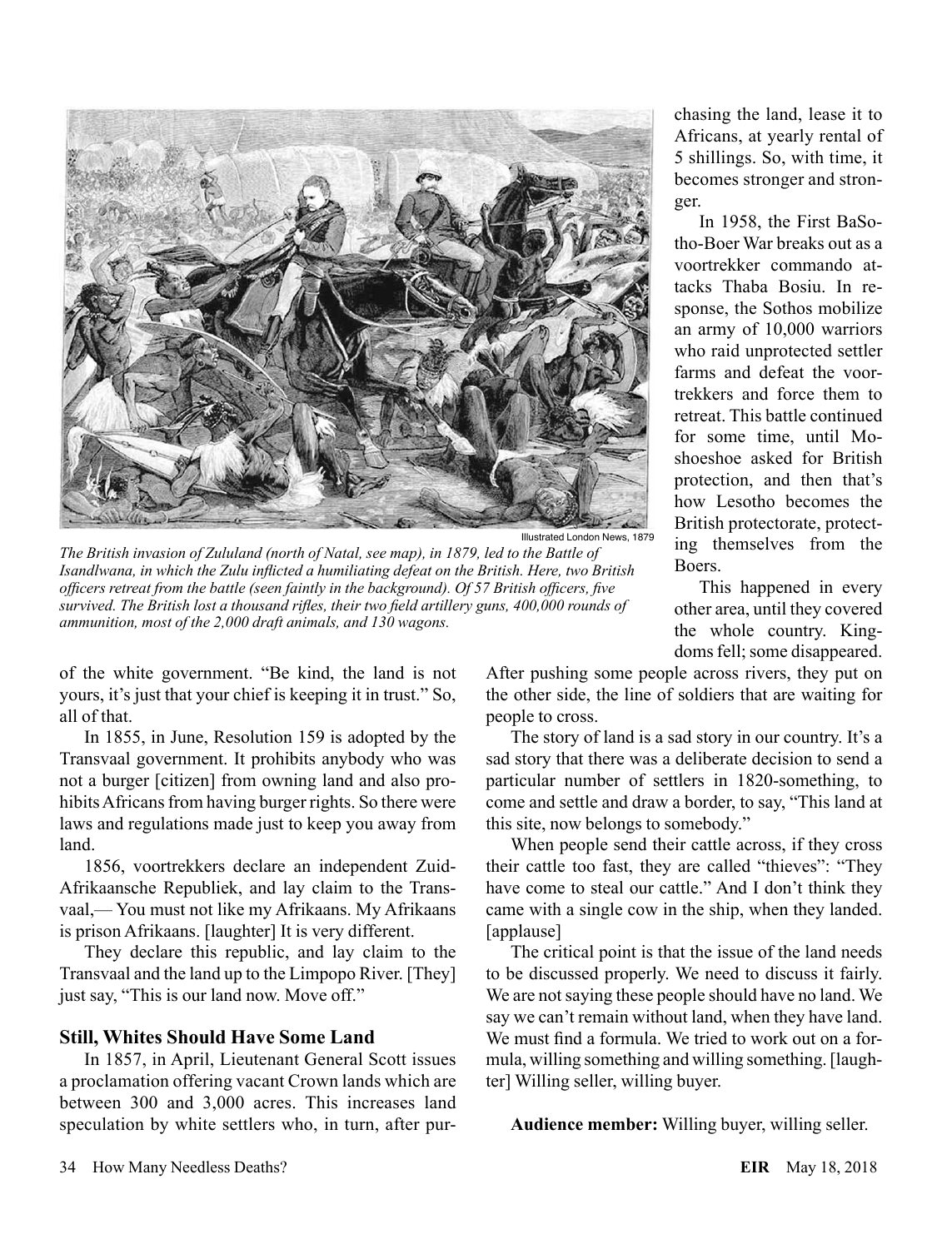Illustrated London News, 1879

*The British invasion of Zululand (north of Natal, see map), in 1879, led to the Battle of Isandlwana, in which the Zulu inflicted a humiliating defeat on the British. Here, two British officers retreat from the battle (seen faintly in the background). Of 57 British officers, five survived. The British lost a thousand rifles, their two field artillery guns, 400,000 rounds of ammunition, most of the 2,000 draft animals, and 130 wagons.*

of the white government. "Be kind, the land is not yours, it's just that your chief is keeping it in trust." So, all of that.

In 1855, in June, Resolution 159 is adopted by the Transvaal government. It prohibits anybody who was not a burger [citizen] from owning land and also prohibits Africans from having burger rights. So there were laws and regulations made just to keep you away from land.

1856, voortrekkers declare an independent Zuid-Afrikaansche Republiek, and lay claim to the Transvaal,— You must not like my Afrikaans. My Afrikaans is prison Afrikaans. [laughter] It is very different.

They declare this republic, and lay claim to the Transvaal and the land up to the Limpopo River. [They] just say, "This is our land now. Move off."

### Still, Whites Should Have Some Land

In 1857, in April, Lieutenant General Scott issues a proclamation offering vacant Crown lands which are between 300 and 3,000 acres. This increases land speculation by white settlers who, in turn, after purchasing the land, lease it to Africans, at yearly rental of 5 shillings. So, with time, it becomes stronger and stronger.

In 1958, the First BaSotho-Boer War breaks out as a voortrekker commando attacks Thaba Bosiu. In response, the Sothos mobilize an army of 10,000 warriors who raid unprotected settler farms and defeat the voortrekkers and force them to retreat. This battle continued for some time, until Moshoeshoe asked for British protection, and then that's how Lesotho becomes the British protectorate, protecting themselves from the Boers.

This happened in every other area, until they covered the whole country. Kingdoms fell; some disappeared. After pushing some people across rivers, they put on the other side, the line of soldiers that are waiting for people to cross.

The story of land is a sad story in our country. It's a sad story that there was a deliberate decision to send a particular number of settlers in 1820-something, to come and settle and draw a border, to say, "This land at this site, now belongs to somebody."

When people send their cattle across, if they cross their cattle too fast, they are called "thieves": "They have come to steal our cattle." And I don't think they came with a single cow in the ship, when they landed. [applause]

The critical point is that the issue of the land needs to be discussed properly. We need to discuss it fairly. We are not saying these people should have no land. We say we can't remain without land, when they have land. We must find a formula. We tried to work out on a formula, willing something and willing something. [laughter] Willing seller, willing buyer.

**Audience member:** Willing buyer, willing seller.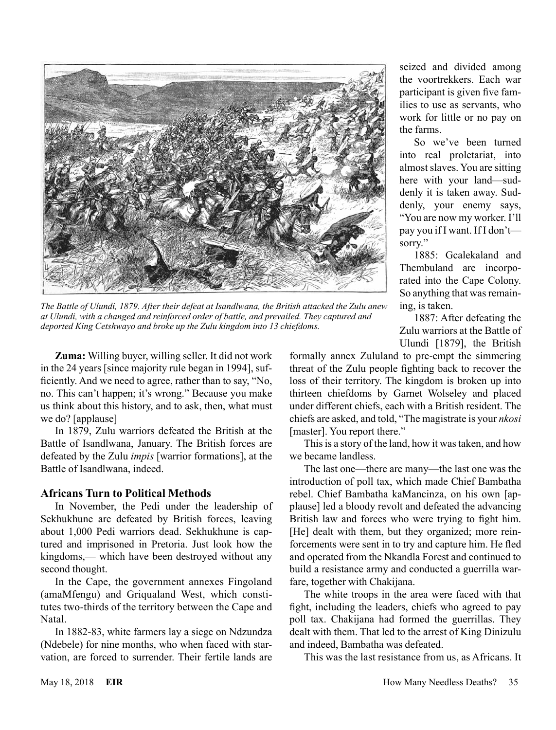*The Battle of Ulundi, 1879. After their defeat at Isandlwana, the British attacked the Zulu anew at Ulundi, with a changed and reinforced order of battle, and prevailed. They captured and deported King Cetshwayo and broke up the Zulu kingdom into 13 chiefdoms.*

**Zuma:** Willing buyer, willing seller. It did not work in the 24 years [since majority rule began in 1994], sufficiently. And we need to agree, rather than to say, "No, no. This can't happen; it's wrong." Because you make us think about this history, and to ask, then, what must we do? [applause]

In 1879, Zulu warriors defeated the British at the Battle of Isandlwana, January. The British forces are defeated by the Zulu *impis* [warrior formations], at the Battle of Isandlwana, indeed.

### Africans Turn to Political Methods

In November, the Pedi under the leadership of Sekhukhune are defeated by British forces, leaving about 1,000 Pedi warriors dead. Sekhukhune is captured and imprisoned in Pretoria. Just look how the kingdoms,— which have been destroyed without any second thought.

In the Cape, the government annexes Fingoland (amaMfengu) and Griqualand West, which constitutes two-thirds of the territory between the Cape and Natal.

In 1882-83, white farmers lay a siege on Ndzundza (Ndebele) for nine months, who when faced with starvation, are forced to surrender. Their fertile lands are seized and divided among the voortrekkers. Each war participant is given five families to use as servants, who work for little or no pay on the farms.

So we've been turned into real proletariat, into almost slaves. You are sitting here with your land—suddenly it is taken away. Suddenly, your enemy says, "You are now my worker. I'll pay you if I want. If I don't—sorry."

1885: Gcalekaland and Thembuland are incorporated into the Cape Colony. So anything that was remaining, is taken.

1887: After defeating the Zulu warriors at the Battle of Ulundi [1879], the British formally annex Zululand to pre-empt the simmering threat of the Zulu people fighting back to recover the loss of their territory. The kingdom is broken up into thirteen chiefdoms by Garnet Wolseley and placed under different chiefs, each with a British resident. The chiefs are asked, and told, "The magistrate is your *nkosi* [master]. You report there."

This is a story of the land, how it was taken, and how we became landless.

The last one—there are many—the last one was the introduction of poll tax, which made Chief Bambatha rebel. Chief Bambatha kaMancinza, on his own [applause] led a bloody revolt and defeated the advancing British law and forces who were trying to fight him. [He] dealt with them, but they organized; more reinforcements were sent in to try and capture him. He fled and operated from the Nkandla Forest and continued to build a resistance army and conducted a guerrilla warfare, together with Chakijana.

The white troops in the area were faced with that fight, including the leaders, chiefs who agreed to pay poll tax. Chakijana had formed the guerrillas. They dealt with them. That led to the arrest of King Dinizulu and indeed, Bambatha was defeated.

This was the last resistance from us, as Africans. It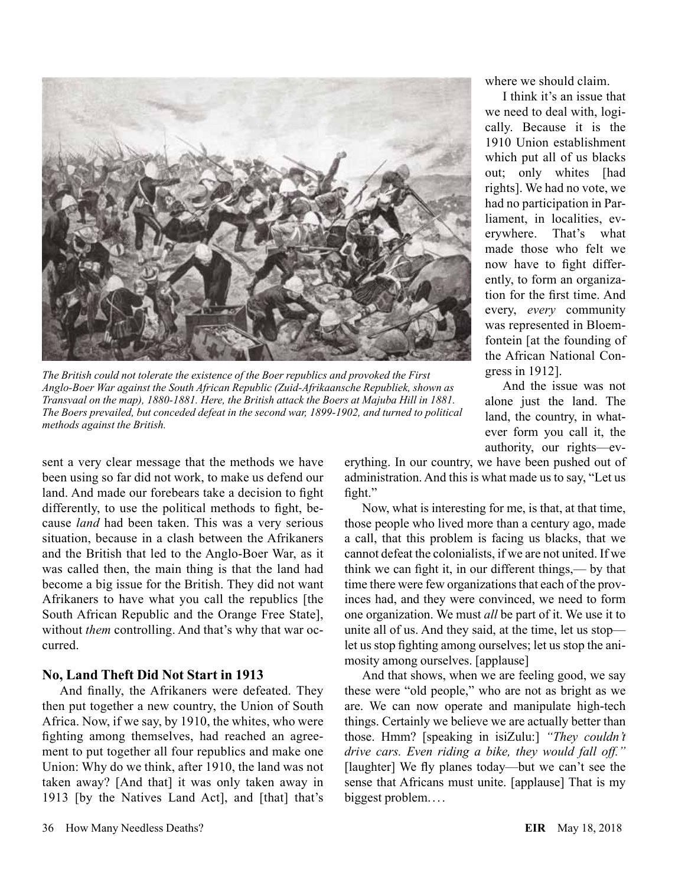*The British could not tolerate the existence of the Boer republics and provoked the First Anglo-Boer War against the South African Republic (Zuid-Afrikaansche Republiek, shown as Transvaal on the map), 1880-1881. Here, the British attack the Boers at Majuba Hill in 1881. The Boers prevailed, but conceded defeat in the second war, 1899-1902, and turned to political methods against the British.*

sent a very clear message that the methods we have been using so far did not work, to make us defend our land. And made our forebears take a decision to fight differently, to use the political methods to fight, because *land* had been taken. This was a very serious situation, because in a clash between the Afrikaners and the British that led to the Anglo-Boer War, as it was called then, the main thing is that the land had become a big issue for the British. They did not want Afrikaners to have what you call the republics [the South African Republic and the Orange Free State], without *them* controlling. And that's why that war occurred.

## No, Land Theft Did Not Start in 1913

And finally, the Afrikaners were defeated. They then put together a new country, the Union of South Africa. Now, if we say, by 1910, the whites, who were fighting among themselves, had reached an agreement to put together all four republics and make one Union: Why do we think, after 1910, the land was not taken away? [And that] it was only taken away in 1913 [by the Natives Land Act], and [that] that's where we should claim.

I think it's an issue that we need to deal with, logically. Because it is the 1910 Union establishment which put all of us blacks out; only whites [had rights]. We had no vote, we had no participation in Parliament, in localities, everywhere. That's what made those who felt we now have to fight differently, to form an organization for the first time. And every, *every* community was represented in Bloemfontein [at the founding of the African National Congress in 1912].

And the issue was not alone just the land. The land, the country, in whatever form you call it, the authority, our rights—everything. In our country, we have been pushed out of administration. And this is what made us to say, "Let us fight."

Now, what is interesting for me, is that, at that time, those people who lived more than a century ago, made a call, that this problem is facing us blacks, that we cannot defeat the colonialists, if we are not united. If we think we can fight it, in our different things,— by that time there were few organizations that each of the provinces had, and they were convinced, we need to form one organization. We must *all* be part of it. We use it to unite all of us. And they said, at the time, let us stop—let us stop fighting among ourselves; let us stop the animosity among ourselves. [applause]

And that shows, when we are feeling good, we say these were "old people," who are not as bright as we are. We can now operate and manipulate high-tech things. Certainly we believe we are actually better than those. Hmm? [speaking in isiZulu:] *"They couldn't drive cars. Even riding a bike, they would fall off."* [laughter] We fly planes today—but we can't see the sense that Africans must unite. [applause] That is my biggest problem. . . .